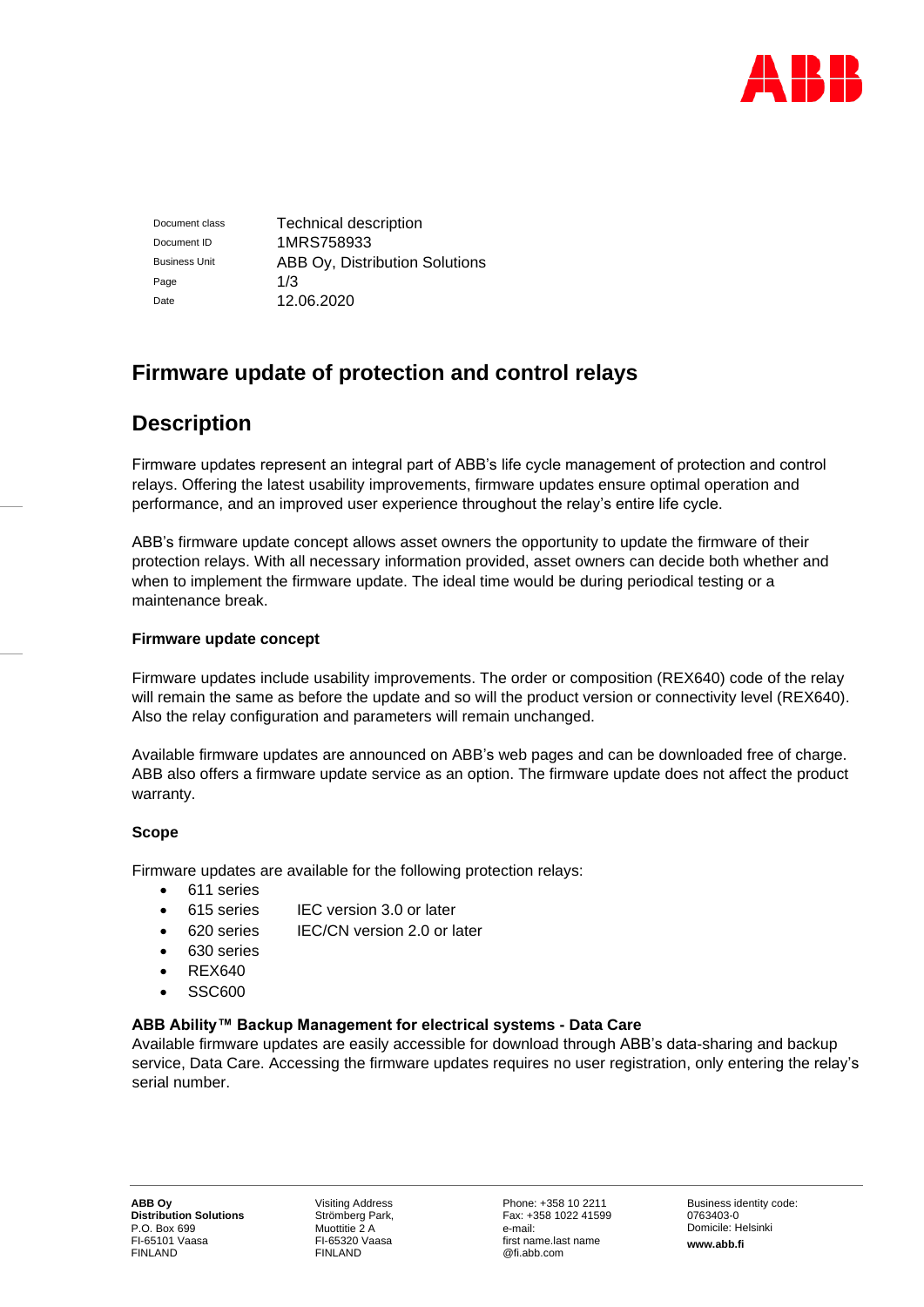| | |
|---|---|
| Document class | Technical description |
| Document ID | 1MRS758933 |
| Business Unit | ABB Oy, Distribution Solutions |
| Page | 1/3 |
| Date | 12.06.2020 |

# Firmware update of protection and control relays

## Description

Firmware updates represent an integral part of ABB's life cycle management of protection and control relays. Offering the latest usability improvements, firmware updates ensure optimal operation and performance, and an improved user experience throughout the relay's entire life cycle.

ABB's firmware update concept allows asset owners the opportunity to update the firmware of their protection relays. With all necessary information provided, asset owners can decide both whether and when to implement the firmware update. The ideal time would be during periodical testing or a maintenance break.

### Firmware update concept

Firmware updates include usability improvements. The order or composition (REX640) code of the relay will remain the same as before the update and so will the product version or connectivity level (REX640). Also the relay configuration and parameters will remain unchanged.

Available firmware updates are announced on ABB's web pages and can be downloaded free of charge. ABB also offers a firmware update service as an option. The firmware update does not affect the product warranty.

### Scope

Firmware updates are available for the following protection relays:

- 611 series
- 615 series IEC version 3.0 or later
- 620 series IEC/CN version 2.0 or later
- 630 series
- REX640
- SSC600

### ABB Ability™ Backup Management for electrical systems - Data Care

Available firmware updates are easily accessible for download through ABB's data-sharing and backup service, Data Care. Accessing the firmware updates requires no user registration, only entering the relay's serial number.

**ABB Oy**
**Distribution Solutions**
P.O. Box 699
FI-65101 Vaasa
FINLAND

Visiting Address
Strömberg Park,
Muottitie 2 A
FI-65320 Vaasa
FINLAND

Phone: +358 10 2211
Fax: +358 1022 41599
e-mail:
first name.last name
@fi.abb.com

Business identity code:
0763403-0
Domicile: Helsinki
**www.abb.fi**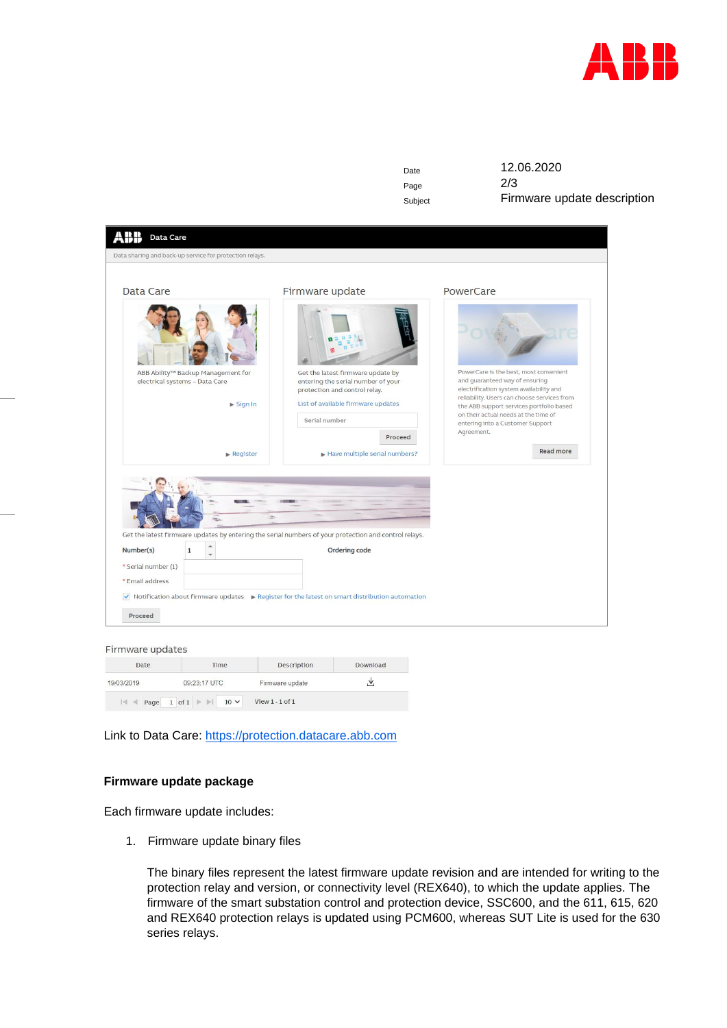Link to Data Care: https://protection.datacare.abb.com

**Firmware update package**

Each firmware update includes:

1. Firmware update binary files

   The binary files represent the latest firmware update revision and are intended for writing to the protection relay and version, or connectivity level (REX640), to which the update applies. The firmware of the smart substation control and protection device, SSC600, and the 611, 615, 620 and REX640 protection relays is updated using PCM600, whereas SUT Lite is used for the 630 series relays.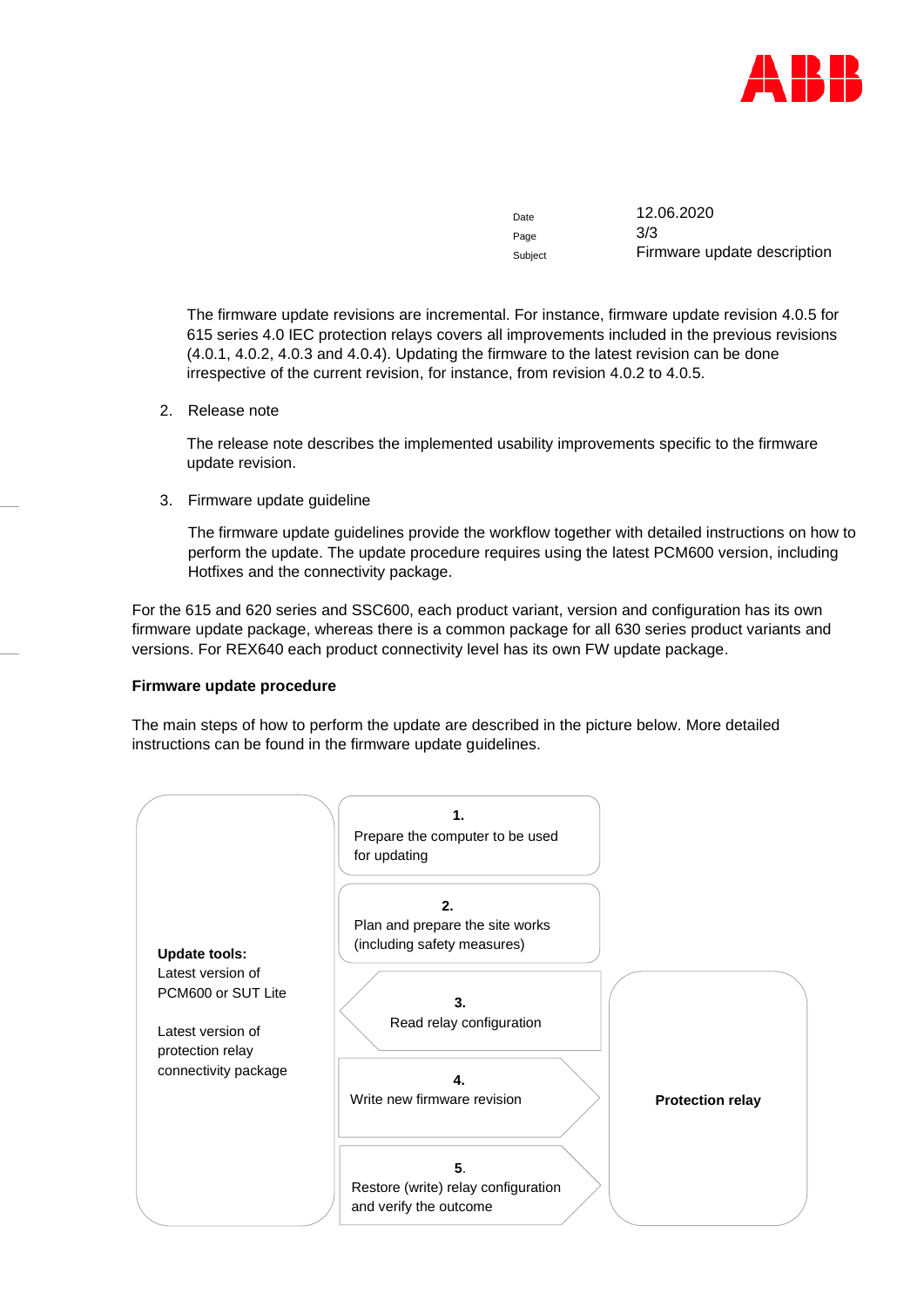The firmware update revisions are incremental. For instance, firmware update revision 4.0.5 for 615 series 4.0 IEC protection relays covers all improvements included in the previous revisions (4.0.1, 4.0.2, 4.0.3 and 4.0.4). Updating the firmware to the latest revision can be done irrespective of the current revision, for instance, from revision 4.0.2 to 4.0.5.

2. Release note

   The release note describes the implemented usability improvements specific to the firmware update revision.

3. Firmware update guideline

   The firmware update guidelines provide the workflow together with detailed instructions on how to perform the update. The update procedure requires using the latest PCM600 version, including Hotfixes and the connectivity package.

For the 615 and 620 series and SSC600, each product variant, version and configuration has its own firmware update package, whereas there is a common package for all 630 series product variants and versions. For REX640 each product connectivity level has its own FW update package.

**Firmware update procedure**

The main steps of how to perform the update are described in the picture below. More detailed instructions can be found in the firmware update guidelines.

**Update tools:**
Latest version of PCM600 or SUT Lite

Latest version of protection relay connectivity package

**1.**
Prepare the computer to be used for updating

**2.**
Plan and prepare the site works (including safety measures)

**3.**
Read relay configuration

**4.**
Write new firmware revision

**5.**
Restore (write) relay configuration and verify the outcome

**Protection relay**